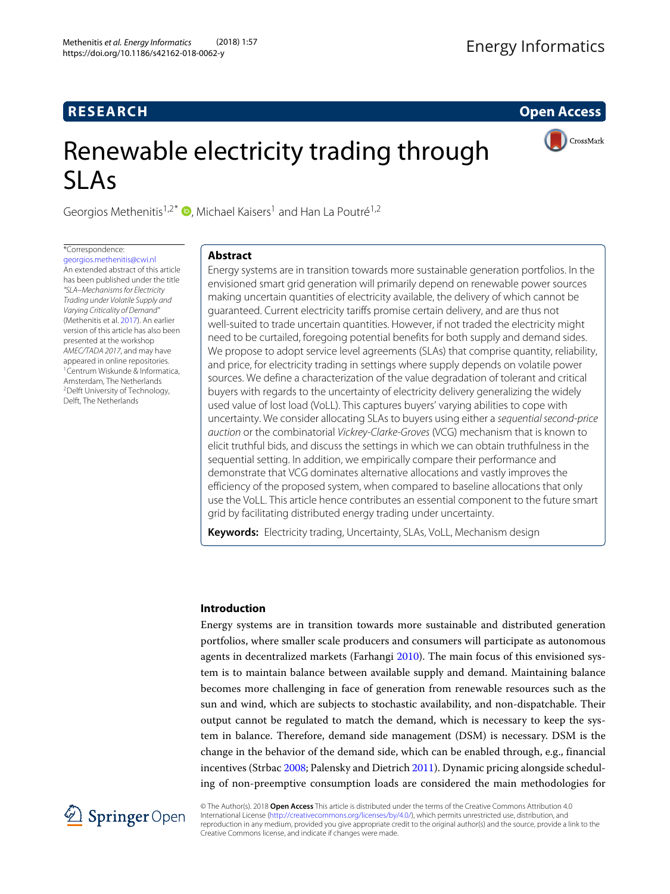RESEARCH

Open Access

# Renewable electricity trading through SLAs

Georgios Methenitis[1,2*], Michael Kaisers[1] and Han La Poutré[1,2]

*Correspondence: georgios.methenitis@cwi.nl

An extended abstract of this article has been published under the title *"SLA–Mechanisms for Electricity Trading under Volatile Supply and Varying Criticality of Demand"* (Methenitis et al. 2017). An earlier version of this article has also been presented at the workshop *AMEC/TADA 2017*, and may have appeared in online repositories.

[1]Centrum Wiskunde & Informatica, Amsterdam, The Netherlands

[2]Delft University of Technology, Delft, The Netherlands

## Abstract

Energy systems are in transition towards more sustainable generation portfolios. In the envisioned smart grid generation will primarily depend on renewable power sources making uncertain quantities of electricity available, the delivery of which cannot be guaranteed. Current electricity tariffs promise certain delivery, and are thus not well-suited to trade uncertain quantities. However, if not traded the electricity might need to be curtailed, foregoing potential benefits for both supply and demand sides. We propose to adopt service level agreements (SLAs) that comprise quantity, reliability, and price, for electricity trading in settings where supply depends on volatile power sources. We define a characterization of the value degradation of tolerant and critical buyers with regards to the uncertainty of electricity delivery generalizing the widely used value of lost load (VoLL). This captures buyers' varying abilities to cope with uncertainty. We consider allocating SLAs to buyers using either a *sequential second-price auction* or the combinatorial *Vickrey-Clarke-Groves* (VCG) mechanism that is known to elicit truthful bids, and discuss the settings in which we can obtain truthfulness in the sequential setting. In addition, we empirically compare their performance and demonstrate that VCG dominates alternative allocations and vastly improves the efficiency of the proposed system, when compared to baseline allocations that only use the VoLL. This article hence contributes an essential component to the future smart grid by facilitating distributed energy trading under uncertainty.

**Keywords:** Electricity trading, Uncertainty, SLAs, VoLL, Mechanism design

## Introduction

Energy systems are in transition towards more sustainable and distributed generation portfolios, where smaller scale producers and consumers will participate as autonomous agents in decentralized markets (Farhangi 2010). The main focus of this envisioned system is to maintain balance between available supply and demand. Maintaining balance becomes more challenging in face of generation from renewable resources such as the sun and wind, which are subjects to stochastic availability, and non-dispatchable. Their output cannot be regulated to match the demand, which is necessary to keep the system in balance. Therefore, demand side management (DSM) is necessary. DSM is the change in the behavior of the demand side, which can be enabled through, e.g., financial incentives (Strbac 2008; Palensky and Dietrich 2011). Dynamic pricing alongside scheduling of non-preemptive consumption loads are considered the main methodologies for

© The Author(s). 2018 **Open Access** This article is distributed under the terms of the Creative Commons Attribution 4.0 International License (http://creativecommons.org/licenses/by/4.0/), which permits unrestricted use, distribution, and reproduction in any medium, provided you give appropriate credit to the original author(s) and the source, provide a link to the Creative Commons license, and indicate if changes were made.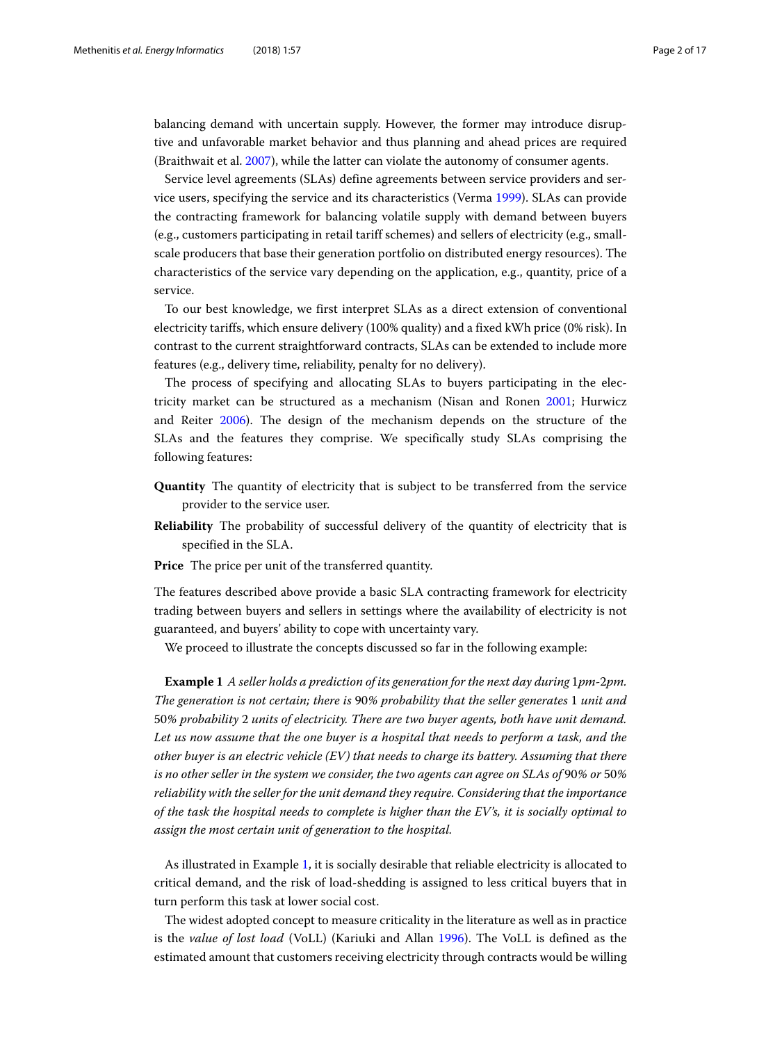balancing demand with uncertain supply. However, the former may introduce disruptive and unfavorable market behavior and thus planning and ahead prices are required (Braithwait et al. 2007), while the latter can violate the autonomy of consumer agents.

Service level agreements (SLAs) define agreements between service providers and service users, specifying the service and its characteristics (Verma 1999). SLAs can provide the contracting framework for balancing volatile supply with demand between buyers (e.g., customers participating in retail tariff schemes) and sellers of electricity (e.g., small-scale producers that base their generation portfolio on distributed energy resources). The characteristics of the service vary depending on the application, e.g., quantity, price of a service.

To our best knowledge, we first interpret SLAs as a direct extension of conventional electricity tariffs, which ensure delivery (100% quality) and a fixed kWh price (0% risk). In contrast to the current straightforward contracts, SLAs can be extended to include more features (e.g., delivery time, reliability, penalty for no delivery).

The process of specifying and allocating SLAs to buyers participating in the electricity market can be structured as a mechanism (Nisan and Ronen 2001; Hurwicz and Reiter 2006). The design of the mechanism depends on the structure of the SLAs and the features they comprise. We specifically study SLAs comprising the following features:

**Quantity** The quantity of electricity that is subject to be transferred from the service provider to the service user.

**Reliability** The probability of successful delivery of the quantity of electricity that is specified in the SLA.

**Price** The price per unit of the transferred quantity.

The features described above provide a basic SLA contracting framework for electricity trading between buyers and sellers in settings where the availability of electricity is not guaranteed, and buyers' ability to cope with uncertainty vary.

We proceed to illustrate the concepts discussed so far in the following example:

**Example 1** *A seller holds a prediction of its generation for the next day during* 1*pm-*2*pm. The generation is not certain; there is* 90*% probability that the seller generates* 1 *unit and* 50*% probability* 2 *units of electricity. There are two buyer agents, both have unit demand. Let us now assume that the one buyer is a hospital that needs to perform a task, and the other buyer is an electric vehicle (EV) that needs to charge its battery. Assuming that there is no other seller in the system we consider, the two agents can agree on SLAs of* 90*% or* 50*% reliability with the seller for the unit demand they require. Considering that the importance of the task the hospital needs to complete is higher than the EV's, it is socially optimal to assign the most certain unit of generation to the hospital.*

As illustrated in Example 1, it is socially desirable that reliable electricity is allocated to critical demand, and the risk of load-shedding is assigned to less critical buyers that in turn perform this task at lower social cost.

The widest adopted concept to measure criticality in the literature as well as in practice is the *value of lost load* (VoLL) (Kariuki and Allan 1996). The VoLL is defined as the estimated amount that customers receiving electricity through contracts would be willing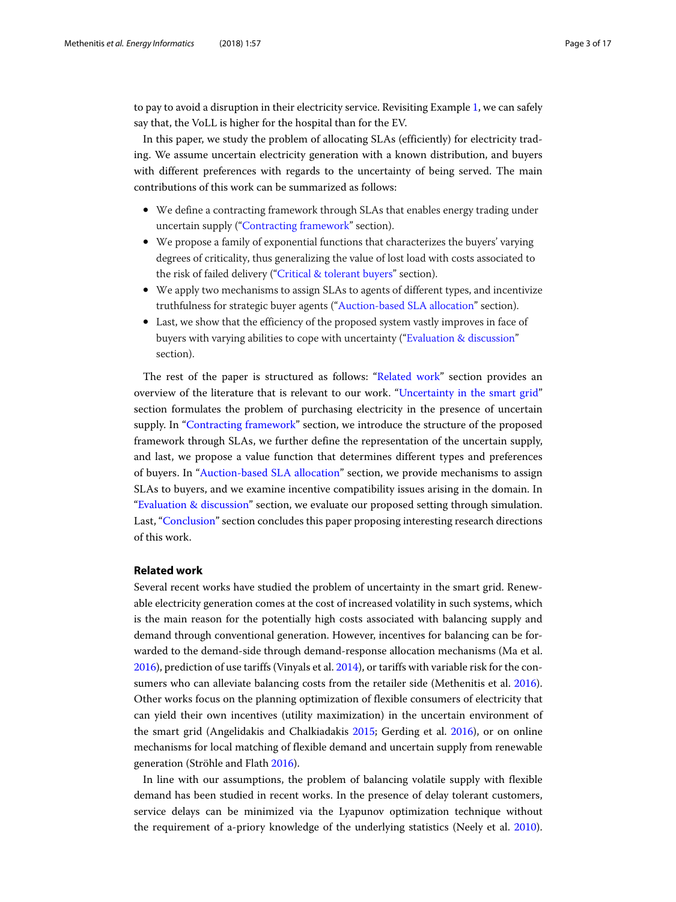to pay to avoid a disruption in their electricity service. Revisiting Example 1, we can safely say that, the VoLL is higher for the hospital than for the EV.

In this paper, we study the problem of allocating SLAs (efficiently) for electricity trading. We assume uncertain electricity generation with a known distribution, and buyers with different preferences with regards to the uncertainty of being served. The main contributions of this work can be summarized as follows:

- We define a contracting framework through SLAs that enables energy trading under uncertain supply ("Contracting framework" section).
- We propose a family of exponential functions that characterizes the buyers' varying degrees of criticality, thus generalizing the value of lost load with costs associated to the risk of failed delivery ("Critical & tolerant buyers" section).
- We apply two mechanisms to assign SLAs to agents of different types, and incentivize truthfulness for strategic buyer agents ("Auction-based SLA allocation" section).
- Last, we show that the efficiency of the proposed system vastly improves in face of buyers with varying abilities to cope with uncertainty ("Evaluation & discussion" section).

The rest of the paper is structured as follows: "Related work" section provides an overview of the literature that is relevant to our work. "Uncertainty in the smart grid" section formulates the problem of purchasing electricity in the presence of uncertain supply. In "Contracting framework" section, we introduce the structure of the proposed framework through SLAs, we further define the representation of the uncertain supply, and last, we propose a value function that determines different types and preferences of buyers. In "Auction-based SLA allocation" section, we provide mechanisms to assign SLAs to buyers, and we examine incentive compatibility issues arising in the domain. In "Evaluation & discussion" section, we evaluate our proposed setting through simulation. Last, "Conclusion" section concludes this paper proposing interesting research directions of this work.

## Related work

Several recent works have studied the problem of uncertainty in the smart grid. Renewable electricity generation comes at the cost of increased volatility in such systems, which is the main reason for the potentially high costs associated with balancing supply and demand through conventional generation. However, incentives for balancing can be forwarded to the demand-side through demand-response allocation mechanisms (Ma et al. 2016), prediction of use tariffs (Vinyals et al. 2014), or tariffs with variable risk for the consumers who can alleviate balancing costs from the retailer side (Methenitis et al. 2016). Other works focus on the planning optimization of flexible consumers of electricity that can yield their own incentives (utility maximization) in the uncertain environment of the smart grid (Angelidakis and Chalkiadakis 2015; Gerding et al. 2016), or on online mechanisms for local matching of flexible demand and uncertain supply from renewable generation (Ströhle and Flath 2016).

In line with our assumptions, the problem of balancing volatile supply with flexible demand has been studied in recent works. In the presence of delay tolerant customers, service delays can be minimized via the Lyapunov optimization technique without the requirement of a-priory knowledge of the underlying statistics (Neely et al. 2010).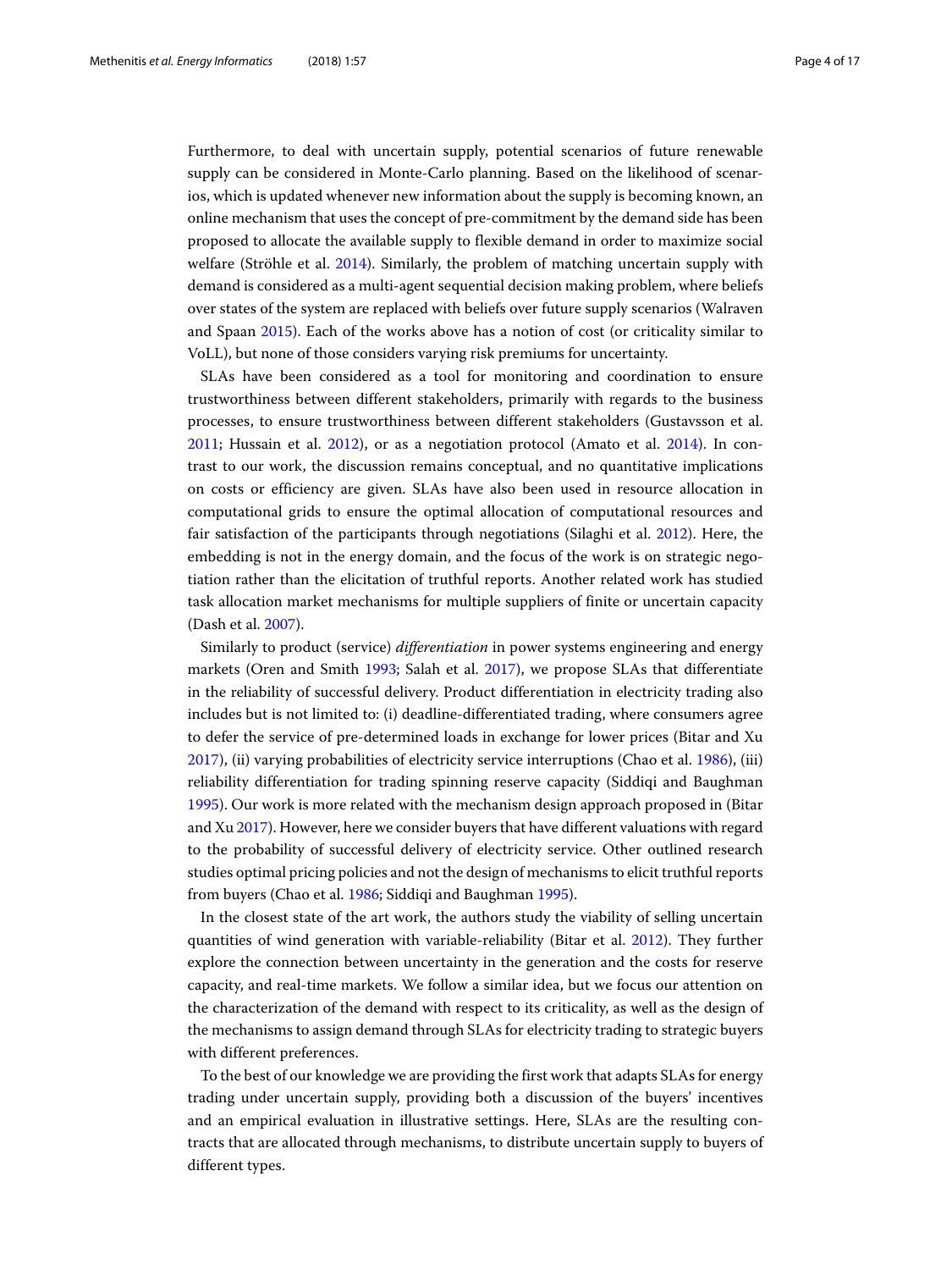Furthermore, to deal with uncertain supply, potential scenarios of future renewable supply can be considered in Monte-Carlo planning. Based on the likelihood of scenarios, which is updated whenever new information about the supply is becoming known, an online mechanism that uses the concept of pre-commitment by the demand side has been proposed to allocate the available supply to flexible demand in order to maximize social welfare (Ströhle et al. 2014). Similarly, the problem of matching uncertain supply with demand is considered as a multi-agent sequential decision making problem, where beliefs over states of the system are replaced with beliefs over future supply scenarios (Walraven and Spaan 2015). Each of the works above has a notion of cost (or criticality similar to VoLL), but none of those considers varying risk premiums for uncertainty.

SLAs have been considered as a tool for monitoring and coordination to ensure trustworthiness between different stakeholders, primarily with regards to the business processes, to ensure trustworthiness between different stakeholders (Gustavsson et al. 2011; Hussain et al. 2012), or as a negotiation protocol (Amato et al. 2014). In contrast to our work, the discussion remains conceptual, and no quantitative implications on costs or efficiency are given. SLAs have also been used in resource allocation in computational grids to ensure the optimal allocation of computational resources and fair satisfaction of the participants through negotiations (Silaghi et al. 2012). Here, the embedding is not in the energy domain, and the focus of the work is on strategic negotiation rather than the elicitation of truthful reports. Another related work has studied task allocation market mechanisms for multiple suppliers of finite or uncertain capacity (Dash et al. 2007).

Similarly to product (service) *differentiation* in power systems engineering and energy markets (Oren and Smith 1993; Salah et al. 2017), we propose SLAs that differentiate in the reliability of successful delivery. Product differentiation in electricity trading also includes but is not limited to: (i) deadline-differentiated trading, where consumers agree to defer the service of pre-determined loads in exchange for lower prices (Bitar and Xu 2017), (ii) varying probabilities of electricity service interruptions (Chao et al. 1986), (iii) reliability differentiation for trading spinning reserve capacity (Siddiqi and Baughman 1995). Our work is more related with the mechanism design approach proposed in (Bitar and Xu 2017). However, here we consider buyers that have different valuations with regard to the probability of successful delivery of electricity service. Other outlined research studies optimal pricing policies and not the design of mechanisms to elicit truthful reports from buyers (Chao et al. 1986; Siddiqi and Baughman 1995).

In the closest state of the art work, the authors study the viability of selling uncertain quantities of wind generation with variable-reliability (Bitar et al. 2012). They further explore the connection between uncertainty in the generation and the costs for reserve capacity, and real-time markets. We follow a similar idea, but we focus our attention on the characterization of the demand with respect to its criticality, as well as the design of the mechanisms to assign demand through SLAs for electricity trading to strategic buyers with different preferences.

To the best of our knowledge we are providing the first work that adapts SLAs for energy trading under uncertain supply, providing both a discussion of the buyers' incentives and an empirical evaluation in illustrative settings. Here, SLAs are the resulting contracts that are allocated through mechanisms, to distribute uncertain supply to buyers of different types.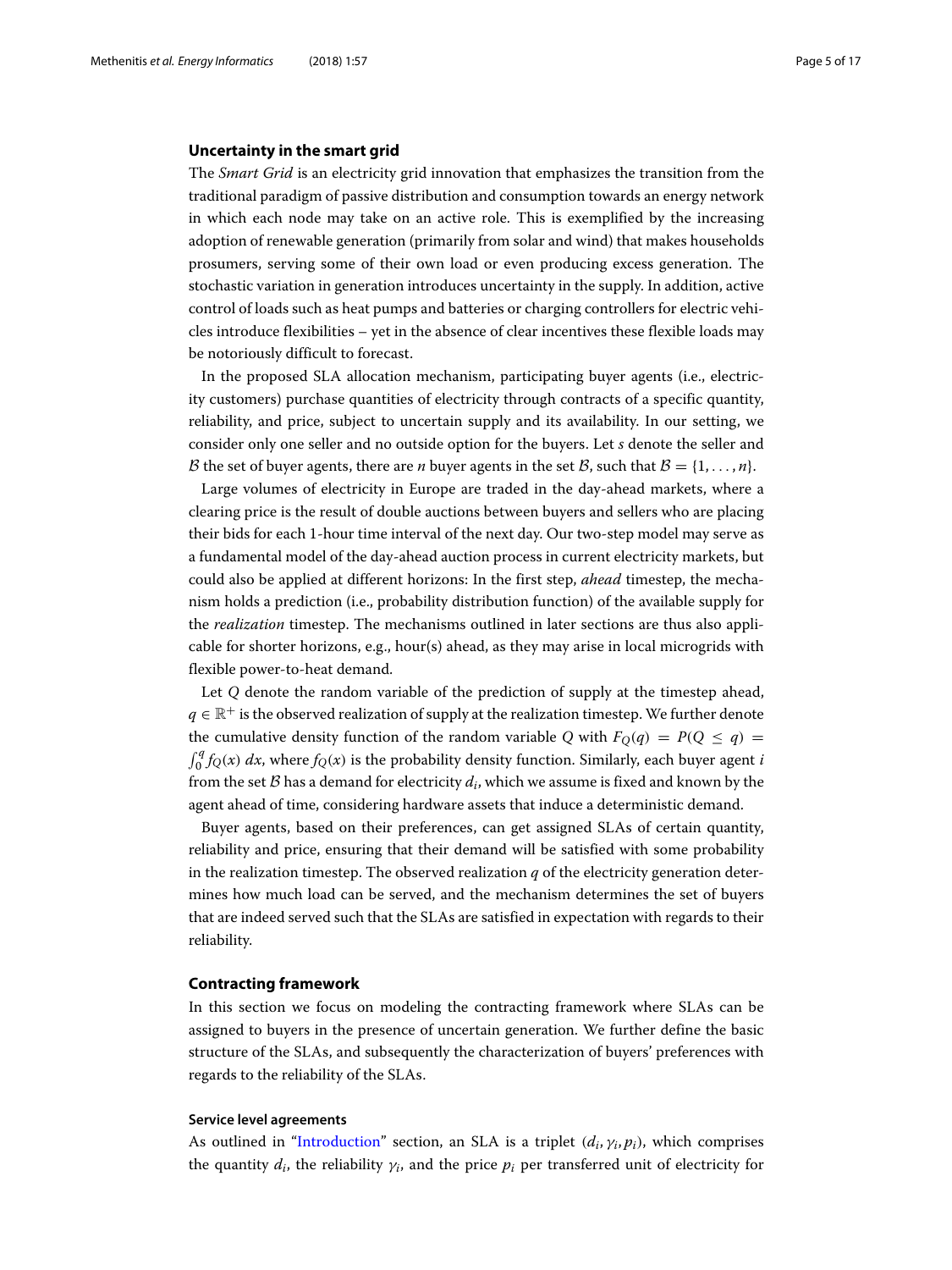## Uncertainty in the smart grid

The *Smart Grid* is an electricity grid innovation that emphasizes the transition from the traditional paradigm of passive distribution and consumption towards an energy network in which each node may take on an active role. This is exemplified by the increasing adoption of renewable generation (primarily from solar and wind) that makes households prosumers, serving some of their own load or even producing excess generation. The stochastic variation in generation introduces uncertainty in the supply. In addition, active control of loads such as heat pumps and batteries or charging controllers for electric vehicles introduce flexibilities – yet in the absence of clear incentives these flexible loads may be notoriously difficult to forecast.

In the proposed SLA allocation mechanism, participating buyer agents (i.e., electricity customers) purchase quantities of electricity through contracts of a specific quantity, reliability, and price, subject to uncertain supply and its availability. In our setting, we consider only one seller and no outside option for the buyers. Let $s$ denote the seller and $\mathcal{B}$ the set of buyer agents, there are $n$ buyer agents in the set $\mathcal{B}$, such that $\mathcal{B} = \{1, \ldots, n\}$.

Large volumes of electricity in Europe are traded in the day-ahead markets, where a clearing price is the result of double auctions between buyers and sellers who are placing their bids for each 1-hour time interval of the next day. Our two-step model may serve as a fundamental model of the day-ahead auction process in current electricity markets, but could also be applied at different horizons: In the first step, *ahead* timestep, the mechanism holds a prediction (i.e., probability distribution function) of the available supply for the *realization* timestep. The mechanisms outlined in later sections are thus also applicable for shorter horizons, e.g., hour(s) ahead, as they may arise in local microgrids with flexible power-to-heat demand.

Let $Q$ denote the random variable of the prediction of supply at the timestep ahead, $q \in \mathbb{R}^+$ is the observed realization of supply at the realization timestep. We further denote the cumulative density function of the random variable $Q$ with $F_Q(q) = P(Q \leq q) = \int_0^q f_Q(x)\, dx$, where $f_Q(x)$ is the probability density function. Similarly, each buyer agent $i$ from the set $\mathcal{B}$ has a demand for electricity $d_i$, which we assume is fixed and known by the agent ahead of time, considering hardware assets that induce a deterministic demand.

Buyer agents, based on their preferences, can get assigned SLAs of certain quantity, reliability and price, ensuring that their demand will be satisfied with some probability in the realization timestep. The observed realization $q$ of the electricity generation determines how much load can be served, and the mechanism determines the set of buyers that are indeed served such that the SLAs are satisfied in expectation with regards to their reliability.

## Contracting framework

In this section we focus on modeling the contracting framework where SLAs can be assigned to buyers in the presence of uncertain generation. We further define the basic structure of the SLAs, and subsequently the characterization of buyers' preferences with regards to the reliability of the SLAs.

### Service level agreements

As outlined in "Introduction" section, an SLA is a triplet $(d_i, \gamma_i, p_i)$, which comprises the quantity $d_i$, the reliability $\gamma_i$, and the price $p_i$ per transferred unit of electricity for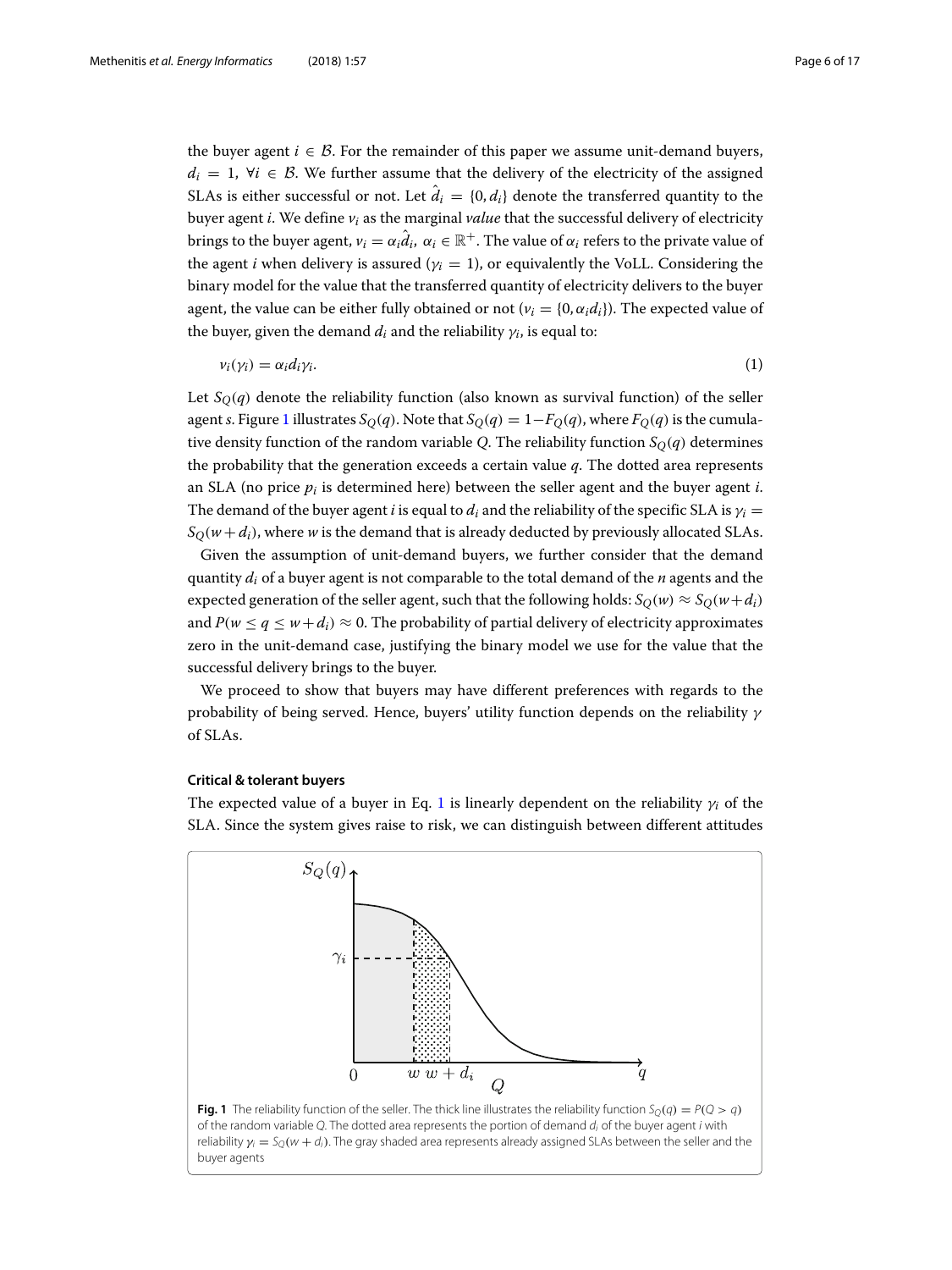the buyer agent $i \in \mathcal{B}$. For the remainder of this paper we assume unit-demand buyers, $d_i = 1, \forall i \in \mathcal{B}$. We further assume that the delivery of the electricity of the assigned SLAs is either successful or not. Let $\hat{d}_i = \{0, d_i\}$ denote the transferred quantity to the buyer agent $i$. We define $v_i$ as the marginal *value* that the successful delivery of electricity brings to the buyer agent, $v_i = \alpha_i \hat{d}_i$, $\alpha_i \in \mathbb{R}^+$. The value of $\alpha_i$ refers to the private value of the agent $i$ when delivery is assured ($\gamma_i = 1$), or equivalently the VoLL. Considering the binary model for the value that the transferred quantity of electricity delivers to the buyer agent, the value can be either fully obtained or not ($v_i = \{0, \alpha_i d_i\}$). The expected value of the buyer, given the demand $d_i$ and the reliability $\gamma_i$, is equal to:

$$v_i(\gamma_i) = \alpha_i d_i \gamma_i. \tag{1}$$

Let $S_Q(q)$ denote the reliability function (also known as survival function) of the seller agent $s$. Figure 1 illustrates $S_Q(q)$. Note that $S_Q(q) = 1 - F_Q(q)$, where $F_Q(q)$ is the cumulative density function of the random variable $Q$. The reliability function $S_Q(q)$ determines the probability that the generation exceeds a certain value $q$. The dotted area represents an SLA (no price $p_i$ is determined here) between the seller agent and the buyer agent $i$. The demand of the buyer agent $i$ is equal to $d_i$ and the reliability of the specific SLA is $\gamma_i = S_Q(w + d_i)$, where $w$ is the demand that is already deducted by previously allocated SLAs.

Given the assumption of unit-demand buyers, we further consider that the demand quantity $d_i$ of a buyer agent is not comparable to the total demand of the $n$ agents and the expected generation of the seller agent, such that the following holds: $S_Q(w) \approx S_Q(w + d_i)$ and $P(w \leq q \leq w + d_i) \approx 0$. The probability of partial delivery of electricity approximates zero in the unit-demand case, justifying the binary model we use for the value that the successful delivery brings to the buyer.

We proceed to show that buyers may have different preferences with regards to the probability of being served. Hence, buyers' utility function depends on the reliability $\gamma$ of SLAs.

#### Critical & tolerant buyers

The expected value of a buyer in Eq. 1 is linearly dependent on the reliability $\gamma_i$ of the SLA. Since the system gives raise to risk, we can distinguish between different attitudes

**Fig. 1** The reliability function of the seller. The thick line illustrates the reliability function $S_Q(q) = P(Q > q)$ of the random variable $Q$. The dotted area represents the portion of demand $d_i$ of the buyer agent $i$ with reliability $\gamma_i = S_Q(w + d_i)$. The gray shaded area represents already assigned SLAs between the seller and the buyer agents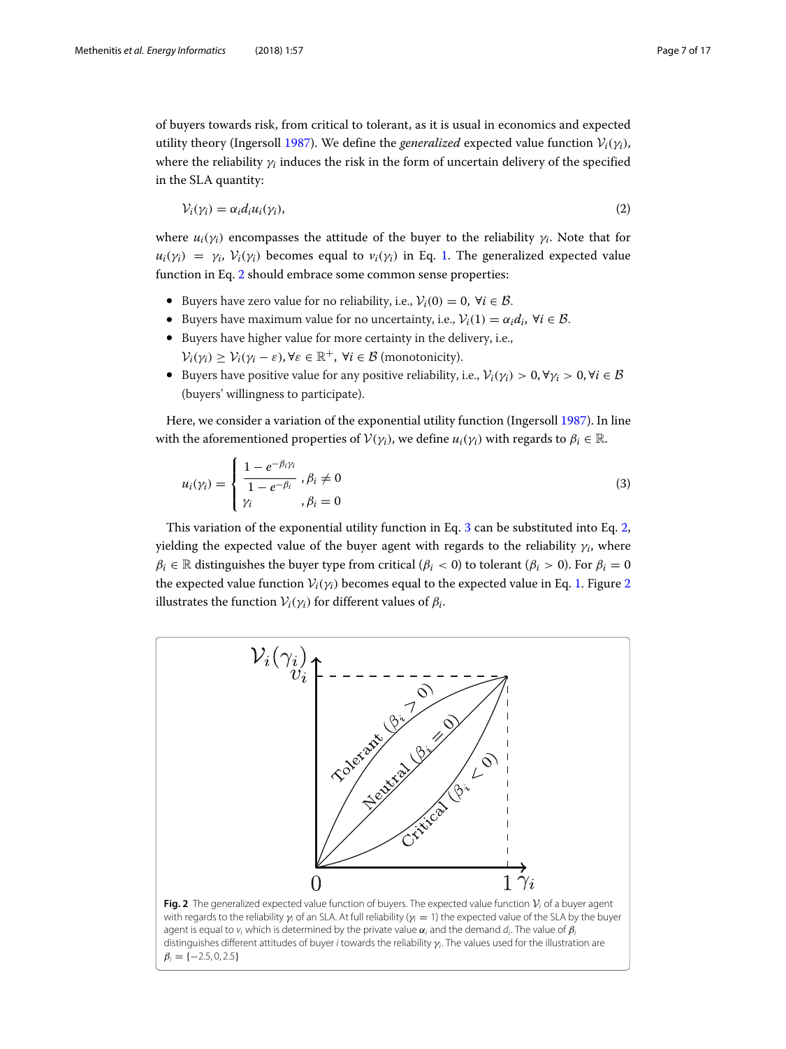of buyers towards risk, from critical to tolerant, as it is usual in economics and expected utility theory (Ingersoll 1987). We define the *generalized* expected value function $\mathcal{V}_i(\gamma_i)$, where the reliability $\gamma_i$ induces the risk in the form of uncertain delivery of the specified in the SLA quantity:

$$\mathcal{V}_i(\gamma_i) = \alpha_i d_i u_i(\gamma_i), \tag{2}$$

where $u_i(\gamma_i)$ encompasses the attitude of the buyer to the reliability $\gamma_i$. Note that for $u_i(\gamma_i) = \gamma_i$, $\mathcal{V}_i(\gamma_i)$ becomes equal to $v_i(\gamma_i)$ in Eq. 1. The generalized expected value function in Eq. 2 should embrace some common sense properties:

- Buyers have zero value for no reliability, i.e., $\mathcal{V}_i(0) = 0, \ \forall i \in \mathcal{B}$.
- Buyers have maximum value for no uncertainty, i.e., $\mathcal{V}_i(1) = \alpha_i d_i, \ \forall i \in \mathcal{B}$.
- Buyers have higher value for more certainty in the delivery, i.e., $\mathcal{V}_i(\gamma_i) \geq \mathcal{V}_i(\gamma_i - \varepsilon), \forall \varepsilon \in \mathbb{R}^+, \ \forall i \in \mathcal{B}$ (monotonicity).
- Buyers have positive value for any positive reliability, i.e., $\mathcal{V}_i(\gamma_i) > 0, \forall \gamma_i > 0, \forall i \in \mathcal{B}$ (buyers' willingness to participate).

Here, we consider a variation of the exponential utility function (Ingersoll 1987). In line with the aforementioned properties of $\mathcal{V}(\gamma_i)$, we define $u_i(\gamma_i)$ with regards to $\beta_i \in \mathbb{R}$.

$$u_i(\gamma_i) = \begin{cases} \dfrac{1 - e^{-\beta_i \gamma_i}}{1 - e^{-\beta_i}} & , \beta_i \neq 0 \\ \gamma_i & , \beta_i = 0 \end{cases} \tag{3}$$

This variation of the exponential utility function in Eq. 3 can be substituted into Eq. 2, yielding the expected value of the buyer agent with regards to the reliability $\gamma_i$, where $\beta_i \in \mathbb{R}$ distinguishes the buyer type from critical ($\beta_i < 0$) to tolerant ($\beta_i > 0$). For $\beta_i = 0$ the expected value function $\mathcal{V}_i(\gamma_i)$ becomes equal to the expected value in Eq. 1. Figure 2 illustrates the function $\mathcal{V}_i(\gamma_i)$ for different values of $\beta_i$.

**Fig. 2** The generalized expected value function of buyers. The expected value function $\mathcal{V}_i$ of a buyer agent with regards to the reliability $\gamma_i$ of an SLA. At full reliability ($\gamma_i = 1$) the expected value of the SLA by the buyer agent is equal to $v_i$ which is determined by the private value $\alpha_i$ and the demand $d_i$. The value of $\beta_i$ distinguishes different attitudes of buyer $i$ towards the reliability $\gamma_i$. The values used for the illustration are $\beta_i = \{-2.5, 0, 2.5\}$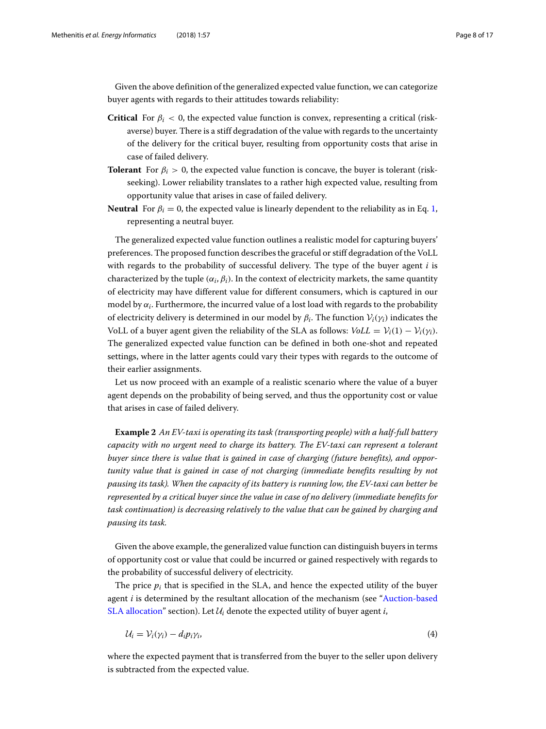Given the above definition of the generalized expected value function, we can categorize buyer agents with regards to their attitudes towards reliability:

**Critical** For $\beta_i < 0$, the expected value function is convex, representing a critical (risk-averse) buyer. There is a stiff degradation of the value with regards to the uncertainty of the delivery for the critical buyer, resulting from opportunity costs that arise in case of failed delivery.

**Tolerant** For $\beta_i > 0$, the expected value function is concave, the buyer is tolerant (risk-seeking). Lower reliability translates to a rather high expected value, resulting from opportunity value that arises in case of failed delivery.

**Neutral** For $\beta_i = 0$, the expected value is linearly dependent to the reliability as in Eq. 1, representing a neutral buyer.

The generalized expected value function outlines a realistic model for capturing buyers' preferences. The proposed function describes the graceful or stiff degradation of the VoLL with regards to the probability of successful delivery. The type of the buyer agent $i$ is characterized by the tuple $(\alpha_i, \beta_i)$. In the context of electricity markets, the same quantity of electricity may have different value for different consumers, which is captured in our model by $\alpha_i$. Furthermore, the incurred value of a lost load with regards to the probability of electricity delivery is determined in our model by $\beta_i$. The function $\mathcal{V}_i(\gamma_i)$ indicates the VoLL of a buyer agent given the reliability of the SLA as follows: $VoLL = \mathcal{V}_i(1) - \mathcal{V}_i(\gamma_i)$. The generalized expected value function can be defined in both one-shot and repeated settings, where in the latter agents could vary their types with regards to the outcome of their earlier assignments.

Let us now proceed with an example of a realistic scenario where the value of a buyer agent depends on the probability of being served, and thus the opportunity cost or value that arises in case of failed delivery.

**Example 2** *An EV-taxi is operating its task (transporting people) with a half-full battery capacity with no urgent need to charge its battery. The EV-taxi can represent a tolerant buyer since there is value that is gained in case of charging (future benefits), and opportunity value that is gained in case of not charging (immediate benefits resulting by not pausing its task). When the capacity of its battery is running low, the EV-taxi can better be represented by a critical buyer since the value in case of no delivery (immediate benefits for task continuation) is decreasing relatively to the value that can be gained by charging and pausing its task.*

Given the above example, the generalized value function can distinguish buyers in terms of opportunity cost or value that could be incurred or gained respectively with regards to the probability of successful delivery of electricity.

The price $p_i$ that is specified in the SLA, and hence the expected utility of the buyer agent $i$ is determined by the resultant allocation of the mechanism (see "Auction-based SLA allocation" section). Let $\mathcal{U}_i$ denote the expected utility of buyer agent $i$,

$$\mathcal{U}_i = \mathcal{V}_i(\gamma_i) - d_i p_i \gamma_i, \tag{4}$$

where the expected payment that is transferred from the buyer to the seller upon delivery is subtracted from the expected value.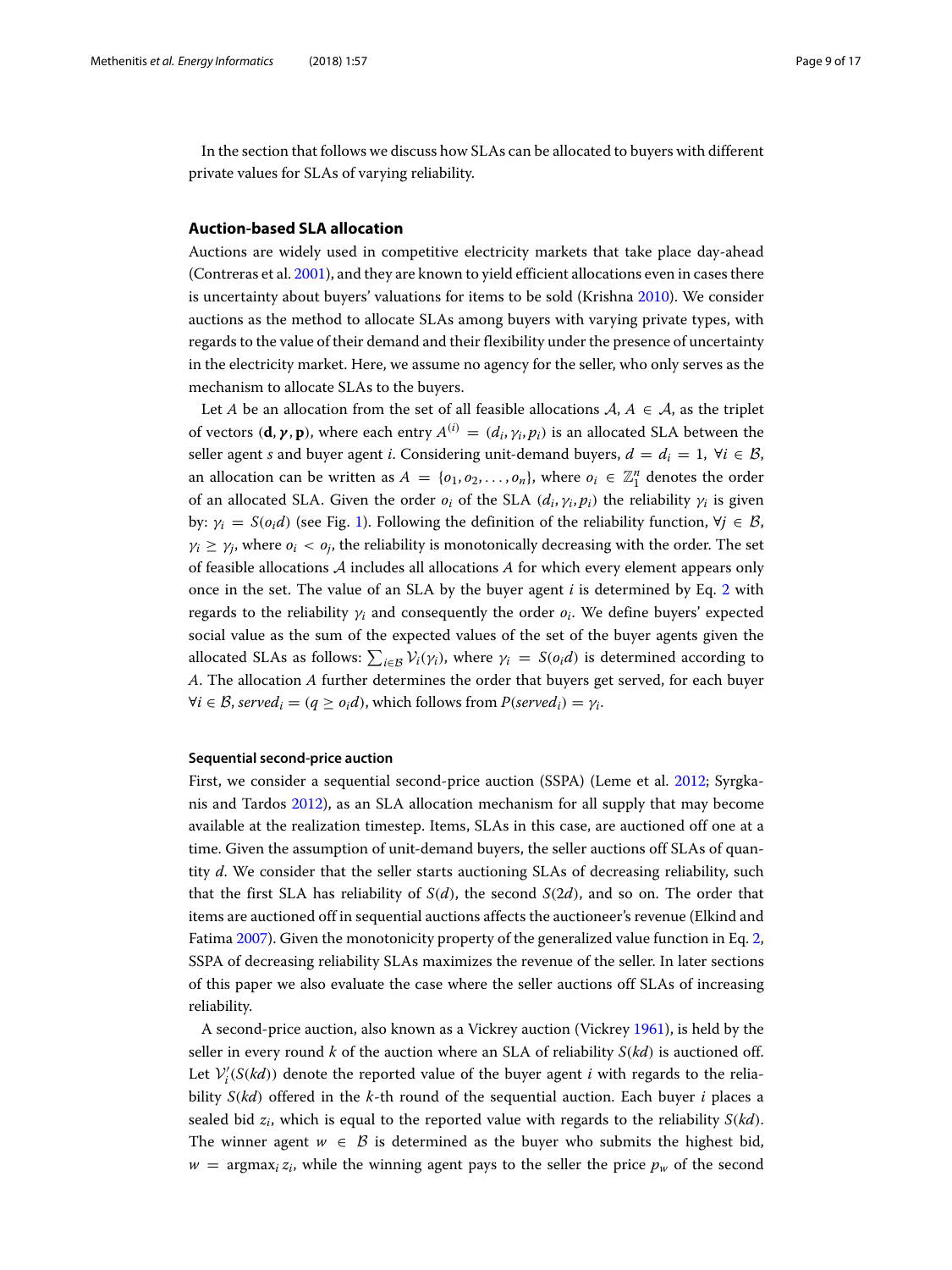In the section that follows we discuss how SLAs can be allocated to buyers with different private values for SLAs of varying reliability.

## Auction-based SLA allocation

Auctions are widely used in competitive electricity markets that take place day-ahead (Contreras et al. 2001), and they are known to yield efficient allocations even in cases there is uncertainty about buyers' valuations for items to be sold (Krishna 2010). We consider auctions as the method to allocate SLAs among buyers with varying private types, with regards to the value of their demand and their flexibility under the presence of uncertainty in the electricity market. Here, we assume no agency for the seller, who only serves as the mechanism to allocate SLAs to the buyers.

Let $A$ be an allocation from the set of all feasible allocations $\mathcal{A}$, $A \in \mathcal{A}$, as the triplet of vectors $(\mathbf{d}, \boldsymbol{\gamma}, \mathbf{p})$, where each entry $A^{(i)} = (d_i, \gamma_i, p_i)$ is an allocated SLA between the seller agent $s$ and buyer agent $i$. Considering unit-demand buyers, $d = d_i = 1$, $\forall i \in \mathcal{B}$, an allocation can be written as $A = \{o_1, o_2, \ldots, o_n\}$, where $o_i \in \mathbb{Z}_1^n$ denotes the order of an allocated SLA. Given the order $o_i$ of the SLA $(d_i, \gamma_i, p_i)$ the reliability $\gamma_i$ is given by: $\gamma_i = S(o_i d)$ (see Fig. 1). Following the definition of the reliability function, $\forall j \in \mathcal{B}$, $\gamma_i \geq \gamma_j$, where $o_i < o_j$, the reliability is monotonically decreasing with the order. The set of feasible allocations $\mathcal{A}$ includes all allocations $A$ for which every element appears only once in the set. The value of an SLA by the buyer agent $i$ is determined by Eq. 2 with regards to the reliability $\gamma_i$ and consequently the order $o_i$. We define buyers' expected social value as the sum of the expected values of the set of the buyer agents given the allocated SLAs as follows: $\sum_{i \in \mathcal{B}} \mathcal{V}_i(\gamma_i)$, where $\gamma_i = S(o_i d)$ is determined according to $A$. The allocation $A$ further determines the order that buyers get served, for each buyer $\forall i \in \mathcal{B}$, $served_i = (q \geq o_i d)$, which follows from $P(served_i) = \gamma_i$.

#### Sequential second-price auction

First, we consider a sequential second-price auction (SSPA) (Leme et al. 2012; Syrgkanis and Tardos 2012), as an SLA allocation mechanism for all supply that may become available at the realization timestep. Items, SLAs in this case, are auctioned off one at a time. Given the assumption of unit-demand buyers, the seller auctions off SLAs of quantity $d$. We consider that the seller starts auctioning SLAs of decreasing reliability, such that the first SLA has reliability of $S(d)$, the second $S(2d)$, and so on. The order that items are auctioned off in sequential auctions affects the auctioneer's revenue (Elkind and Fatima 2007). Given the monotonicity property of the generalized value function in Eq. 2, SSPA of decreasing reliability SLAs maximizes the revenue of the seller. In later sections of this paper we also evaluate the case where the seller auctions off SLAs of increasing reliability.

A second-price auction, also known as a Vickrey auction (Vickrey 1961), is held by the seller in every round $k$ of the auction where an SLA of reliability $S(kd)$ is auctioned off. Let $\mathcal{V}_i'(S(kd))$ denote the reported value of the buyer agent $i$ with regards to the reliability $S(kd)$ offered in the $k$-th round of the sequential auction. Each buyer $i$ places a sealed bid $z_i$, which is equal to the reported value with regards to the reliability $S(kd)$. The winner agent $w \in \mathcal{B}$ is determined as the buyer who submits the highest bid, $w = \operatorname{argmax}_i z_i$, while the winning agent pays to the seller the price $p_w$ of the second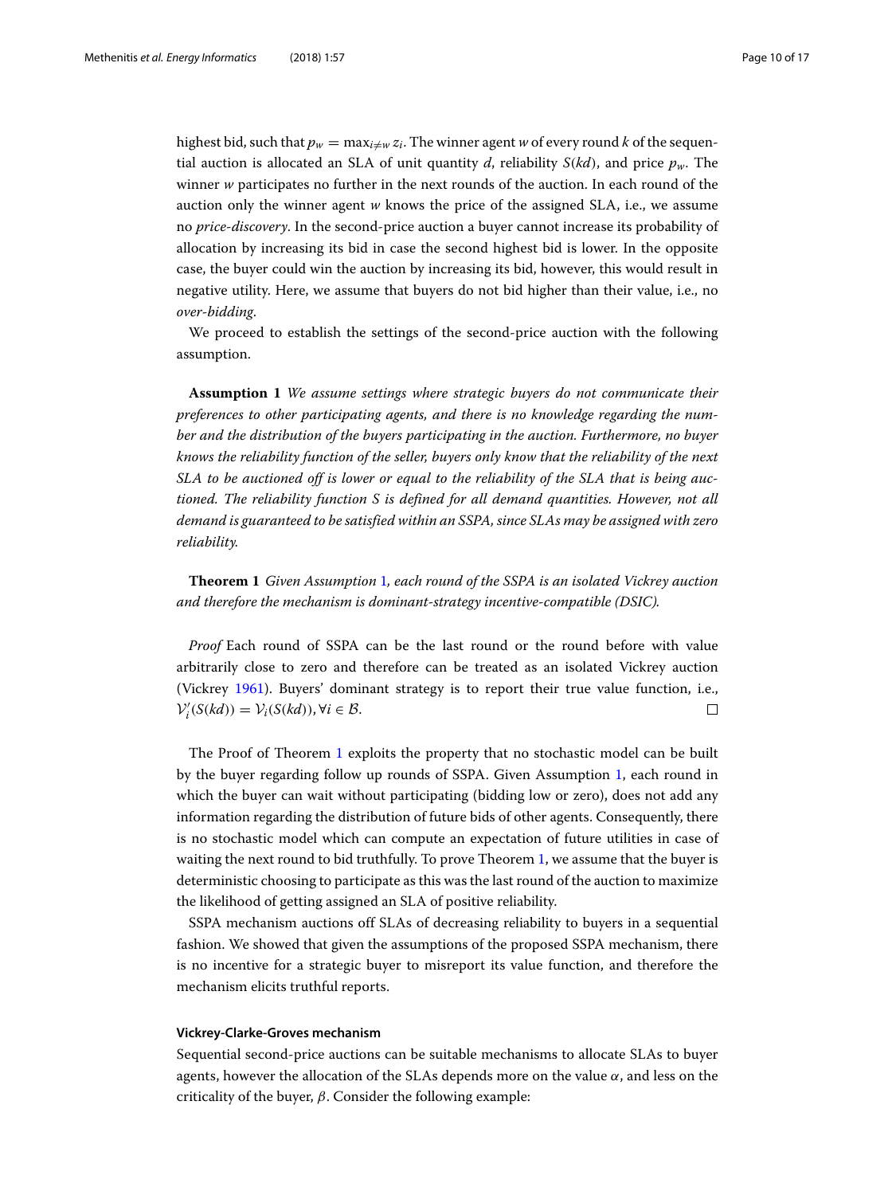highest bid, such that $p_w = \max_{i \neq w} z_i$. The winner agent $w$ of every round $k$ of the sequential auction is allocated an SLA of unit quantity $d$, reliability $S(kd)$, and price $p_w$. The winner $w$ participates no further in the next rounds of the auction. In each round of the auction only the winner agent $w$ knows the price of the assigned SLA, i.e., we assume no *price-discovery*. In the second-price auction a buyer cannot increase its probability of allocation by increasing its bid in case the second highest bid is lower. In the opposite case, the buyer could win the auction by increasing its bid, however, this would result in negative utility. Here, we assume that buyers do not bid higher than their value, i.e., no *over-bidding*.

We proceed to establish the settings of the second-price auction with the following assumption.

**Assumption 1** *We assume settings where strategic buyers do not communicate their preferences to other participating agents, and there is no knowledge regarding the number and the distribution of the buyers participating in the auction. Furthermore, no buyer knows the reliability function of the seller, buyers only know that the reliability of the next SLA to be auctioned off is lower or equal to the reliability of the SLA that is being auctioned. The reliability function S is defined for all demand quantities. However, not all demand is guaranteed to be satisfied within an SSPA, since SLAs may be assigned with zero reliability.*

**Theorem 1** *Given Assumption 1, each round of the SSPA is an isolated Vickrey auction and therefore the mechanism is dominant-strategy incentive-compatible (DSIC).*

*Proof* Each round of SSPA can be the last round or the round before with value arbitrarily close to zero and therefore can be treated as an isolated Vickrey auction (Vickrey 1961). Buyers' dominant strategy is to report their true value function, i.e., $\mathcal{V}'_i(S(kd)) = \mathcal{V}_i(S(kd)), \forall i \in \mathcal{B}$. □

The Proof of Theorem 1 exploits the property that no stochastic model can be built by the buyer regarding follow up rounds of SSPA. Given Assumption 1, each round in which the buyer can wait without participating (bidding low or zero), does not add any information regarding the distribution of future bids of other agents. Consequently, there is no stochastic model which can compute an expectation of future utilities in case of waiting the next round to bid truthfully. To prove Theorem 1, we assume that the buyer is deterministic choosing to participate as this was the last round of the auction to maximize the likelihood of getting assigned an SLA of positive reliability.

SSPA mechanism auctions off SLAs of decreasing reliability to buyers in a sequential fashion. We showed that given the assumptions of the proposed SSPA mechanism, there is no incentive for a strategic buyer to misreport its value function, and therefore the mechanism elicits truthful reports.

#### Vickrey-Clarke-Groves mechanism

Sequential second-price auctions can be suitable mechanisms to allocate SLAs to buyer agents, however the allocation of the SLAs depends more on the value $\alpha$, and less on the criticality of the buyer, $\beta$. Consider the following example: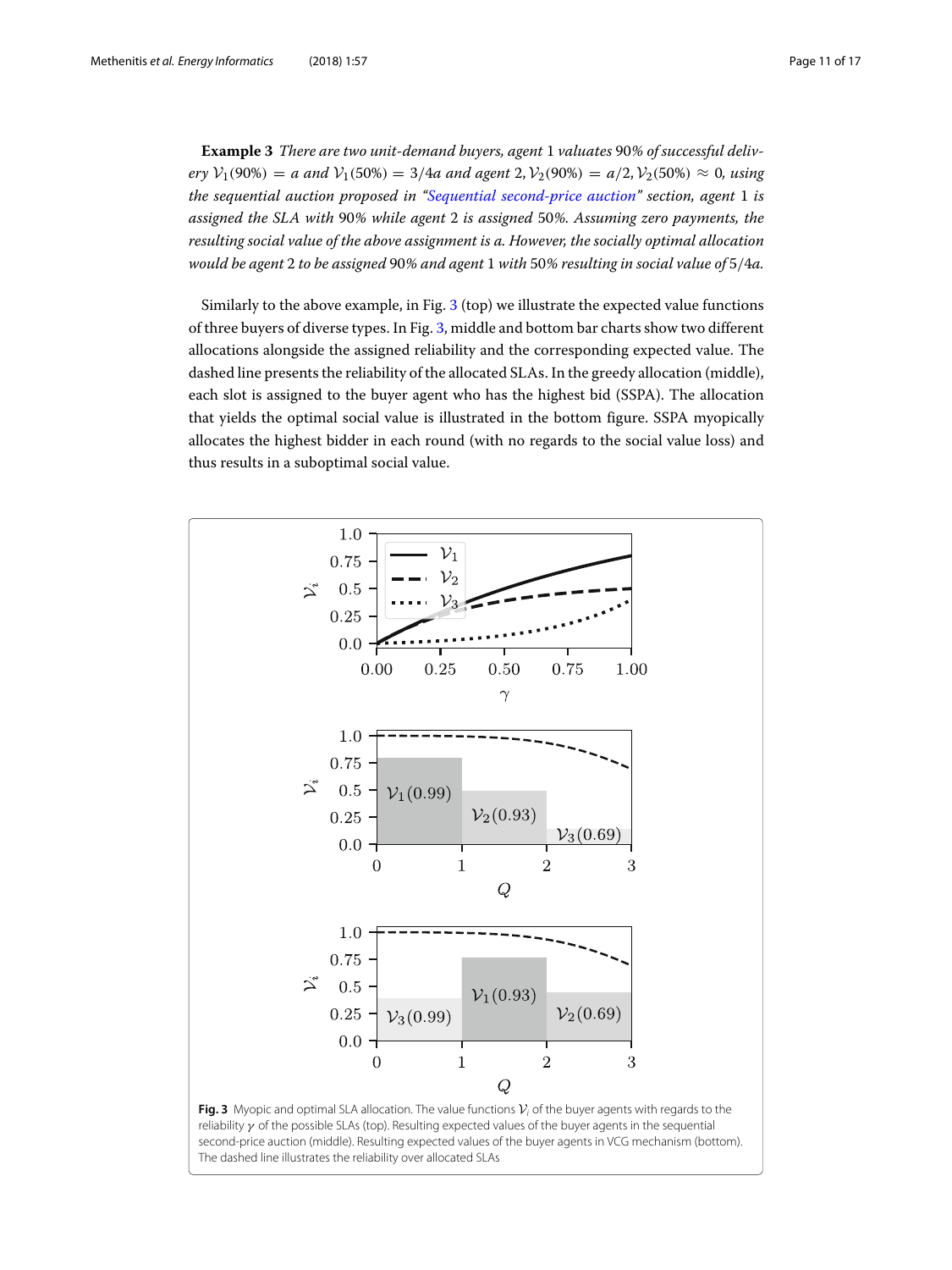**Example 3** *There are two unit-demand buyers, agent* 1 *valuates* 90% *of successful delivery* $\mathcal{V}_1(90\%) = a$ *and* $\mathcal{V}_1(50\%) = 3/4a$ *and agent* 2, $\mathcal{V}_2(90\%) = a/2, \mathcal{V}_2(50\%) \approx 0$, *using the sequential auction proposed in "Sequential second-price auction" section, agent* 1 *is assigned the SLA with* 90% *while agent* 2 *is assigned* 50%. *Assuming zero payments, the resulting social value of the above assignment is a. However, the socially optimal allocation would be agent* 2 *to be assigned* 90% *and agent* 1 *with* 50% *resulting in social value of* $5/4a$.

Similarly to the above example, in Fig. 3 (top) we illustrate the expected value functions of three buyers of diverse types. In Fig. 3, middle and bottom bar charts show two different allocations alongside the assigned reliability and the corresponding expected value. The dashed line presents the reliability of the allocated SLAs. In the greedy allocation (middle), each slot is assigned to the buyer agent who has the highest bid (SSPA). The allocation that yields the optimal social value is illustrated in the bottom figure. SSPA myopically allocates the highest bidder in each round (with no regards to the social value loss) and thus results in a suboptimal social value.

**Fig. 3** Myopic and optimal SLA allocation. The value functions $\mathcal{V}_i$ of the buyer agents with regards to the reliability $\gamma$ of the possible SLAs (top). Resulting expected values of the buyer agents in the sequential second-price auction (middle). Resulting expected values of the buyer agents in VCG mechanism (bottom). The dashed line illustrates the reliability over allocated SLAs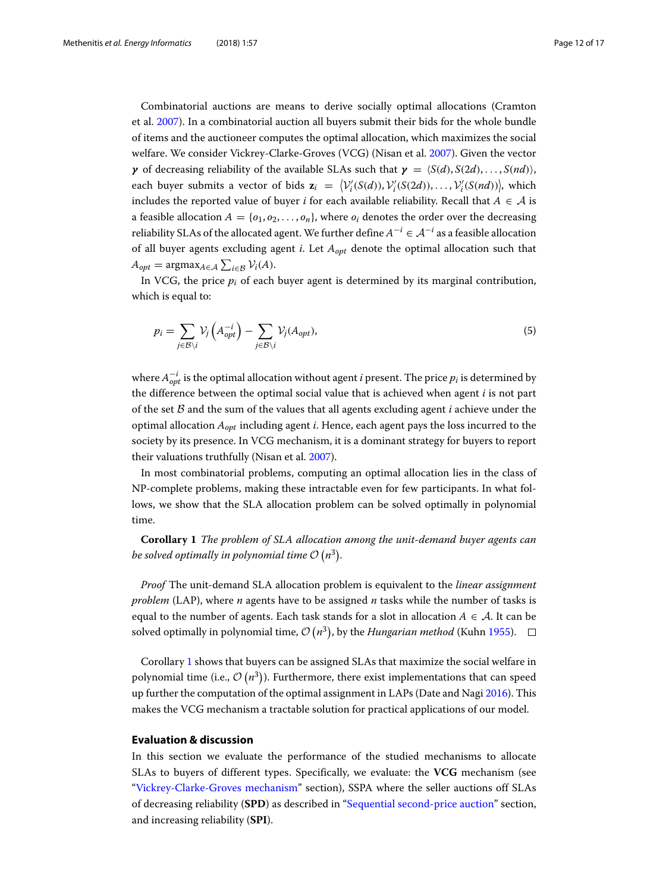Combinatorial auctions are means to derive socially optimal allocations (Cramton et al. 2007). In a combinatorial auction all buyers submit their bids for the whole bundle of items and the auctioneer computes the optimal allocation, which maximizes the social welfare. We consider Vickrey-Clarke-Groves (VCG) (Nisan et al. 2007). Given the vector $\boldsymbol{\gamma}$ of decreasing reliability of the available SLAs such that $\boldsymbol{\gamma} = \langle S(d), S(2d), \ldots, S(nd) \rangle$, each buyer submits a vector of bids $\mathbf{z}_i = \langle \mathcal{V}_i'(S(d)), \mathcal{V}_i'(S(2d)), \ldots, \mathcal{V}_i'(S(nd)) \rangle$, which includes the reported value of buyer $i$ for each available reliability. Recall that $A \in \mathcal{A}$ is a feasible allocation $A = \{o_1, o_2, \ldots, o_n\}$, where $o_i$ denotes the order over the decreasing reliability SLAs of the allocated agent. We further define $A^{-i} \in \mathcal{A}^{-i}$ as a feasible allocation of all buyer agents excluding agent $i$. Let $A_{opt}$ denote the optimal allocation such that $A_{opt} = \text{argmax}_{A \in \mathcal{A}} \sum_{i \in \mathcal{B}} \mathcal{V}_i(A)$.

In VCG, the price $p_i$ of each buyer agent is determined by its marginal contribution, which is equal to:

$$p_i = \sum_{j \in \mathcal{B} \setminus i} \mathcal{V}_j \left( A_{opt}^{-i} \right) - \sum_{j \in \mathcal{B} \setminus i} \mathcal{V}_j (A_{opt}), \tag{5}$$

where $A_{opt}^{-i}$ is the optimal allocation without agent $i$ present. The price $p_i$ is determined by the difference between the optimal social value that is achieved when agent $i$ is not part of the set $\mathcal{B}$ and the sum of the values that all agents excluding agent $i$ achieve under the optimal allocation $A_{opt}$ including agent $i$. Hence, each agent pays the loss incurred to the society by its presence. In VCG mechanism, it is a dominant strategy for buyers to report their valuations truthfully (Nisan et al. 2007).

In most combinatorial problems, computing an optimal allocation lies in the class of NP-complete problems, making these intractable even for few participants. In what follows, we show that the SLA allocation problem can be solved optimally in polynomial time.

**Corollary 1** *The problem of SLA allocation among the unit-demand buyer agents can be solved optimally in polynomial time* $\mathcal{O}\left(n^3\right)$.

*Proof* The unit-demand SLA allocation problem is equivalent to the *linear assignment problem* (LAP), where $n$ agents have to be assigned $n$ tasks while the number of tasks is equal to the number of agents. Each task stands for a slot in allocation $A \in \mathcal{A}$. It can be solved optimally in polynomial time, $\mathcal{O}\left(n^3\right)$, by the *Hungarian method* (Kuhn 1955). □

Corollary 1 shows that buyers can be assigned SLAs that maximize the social welfare in polynomial time (i.e., $\mathcal{O}\left(n^3\right)$). Furthermore, there exist implementations that can speed up further the computation of the optimal assignment in LAPs (Date and Nagi 2016). This makes the VCG mechanism a tractable solution for practical applications of our model.

## Evaluation & discussion

In this section we evaluate the performance of the studied mechanisms to allocate SLAs to buyers of different types. Specifically, we evaluate: the **VCG** mechanism (see "Vickrey-Clarke-Groves mechanism" section), SSPA where the seller auctions off SLAs of decreasing reliability (**SPD**) as described in "Sequential second-price auction" section, and increasing reliability (**SPI**).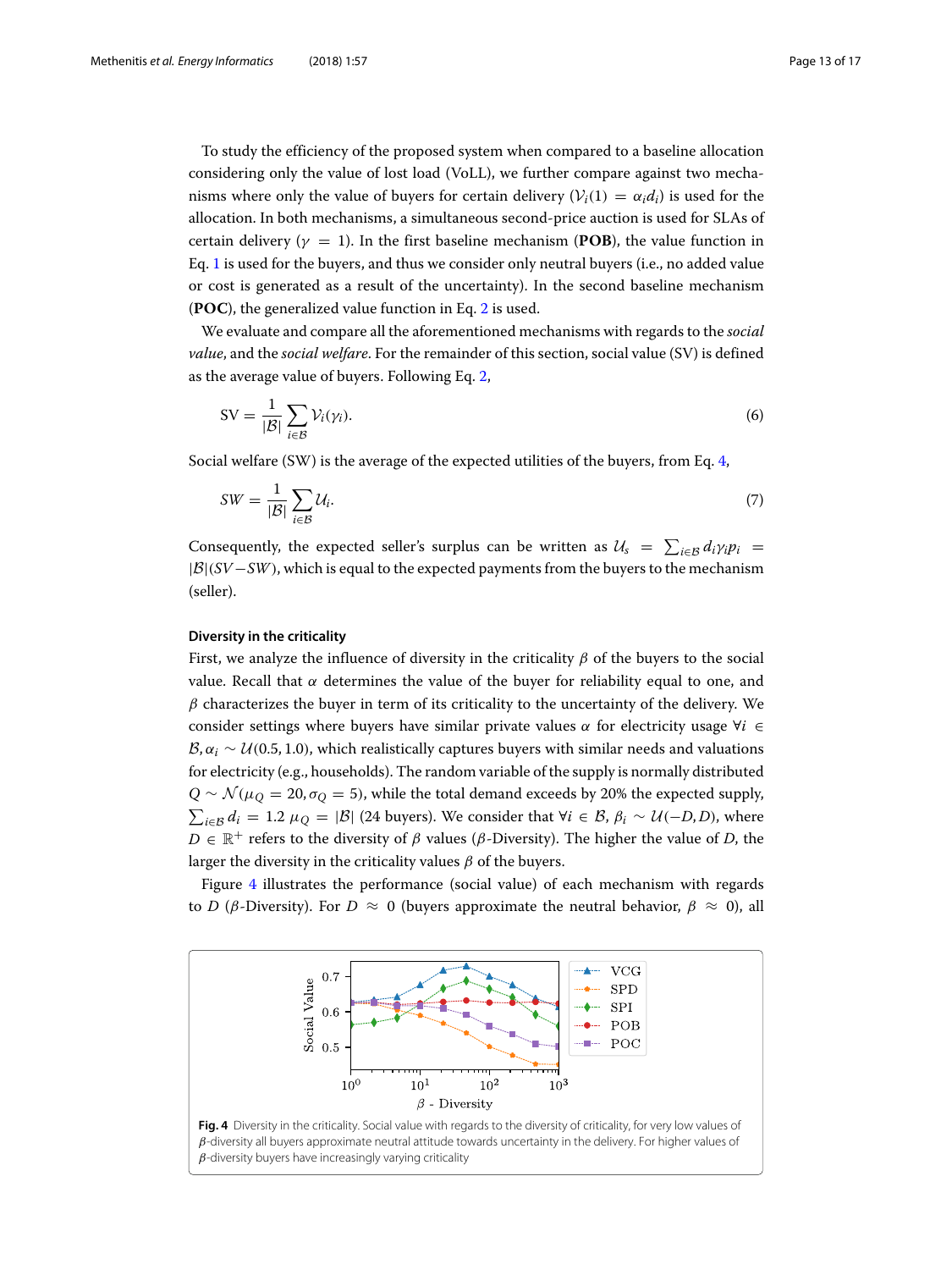To study the efficiency of the proposed system when compared to a baseline allocation considering only the value of lost load (VoLL), we further compare against two mechanisms where only the value of buyers for certain delivery ($\mathcal{V}_i(1) = \alpha_i d_i$) is used for the allocation. In both mechanisms, a simultaneous second-price auction is used for SLAs of certain delivery ($\gamma = 1$). In the first baseline mechanism (**POB**), the value function in Eq. 1 is used for the buyers, and thus we consider only neutral buyers (i.e., no added value or cost is generated as a result of the uncertainty). In the second baseline mechanism (**POC**), the generalized value function in Eq. 2 is used.

We evaluate and compare all the aforementioned mechanisms with regards to the *social value*, and the *social welfare*. For the remainder of this section, social value (SV) is defined as the average value of buyers. Following Eq. 2,

$$\text{SV} = \frac{1}{|\mathcal{B}|} \sum_{i \in \mathcal{B}} \mathcal{V}_i(\gamma_i). \tag{6}$$

Social welfare (SW) is the average of the expected utilities of the buyers, from Eq. 4,

$$SW = \frac{1}{|\mathcal{B}|} \sum_{i \in \mathcal{B}} \mathcal{U}_i. \tag{7}$$

Consequently, the expected seller's surplus can be written as $\mathcal{U}_s = \sum_{i \in \mathcal{B}} d_i \gamma_i p_i = |\mathcal{B}|(SV - SW)$, which is equal to the expected payments from the buyers to the mechanism (seller).

#### Diversity in the criticality

First, we analyze the influence of diversity in the criticality $\beta$ of the buyers to the social value. Recall that $\alpha$ determines the value of the buyer for reliability equal to one, and $\beta$ characterizes the buyer in term of its criticality to the uncertainty of the delivery. We consider settings where buyers have similar private values $\alpha$ for electricity usage $\forall i \in \mathcal{B}, \alpha_i \sim \mathcal{U}(0.5, 1.0)$, which realistically captures buyers with similar needs and valuations for electricity (e.g., households). The random variable of the supply is normally distributed $Q \sim \mathcal{N}(\mu_Q = 20, \sigma_Q = 5)$, while the total demand exceeds by 20% the expected supply, $\sum_{i \in \mathcal{B}} d_i = 1.2\ \mu_Q = |\mathcal{B}|$ (24 buyers). We consider that $\forall i \in \mathcal{B},\ \beta_i \sim \mathcal{U}(-D, D)$, where $D \in \mathbb{R}^+$ refers to the diversity of $\beta$ values ($\beta$-Diversity). The higher the value of $D$, the larger the diversity in the criticality values $\beta$ of the buyers.

Figure 4 illustrates the performance (social value) of each mechanism with regards to $D$ ($\beta$-Diversity). For $D \approx 0$ (buyers approximate the neutral behavior, $\beta \approx 0$), all

**Fig. 4** Diversity in the criticality. Social value with regards to the diversity of criticality, for very low values of $\beta$-diversity all buyers approximate neutral attitude towards uncertainty in the delivery. For higher values of $\beta$-diversity buyers have increasingly varying criticality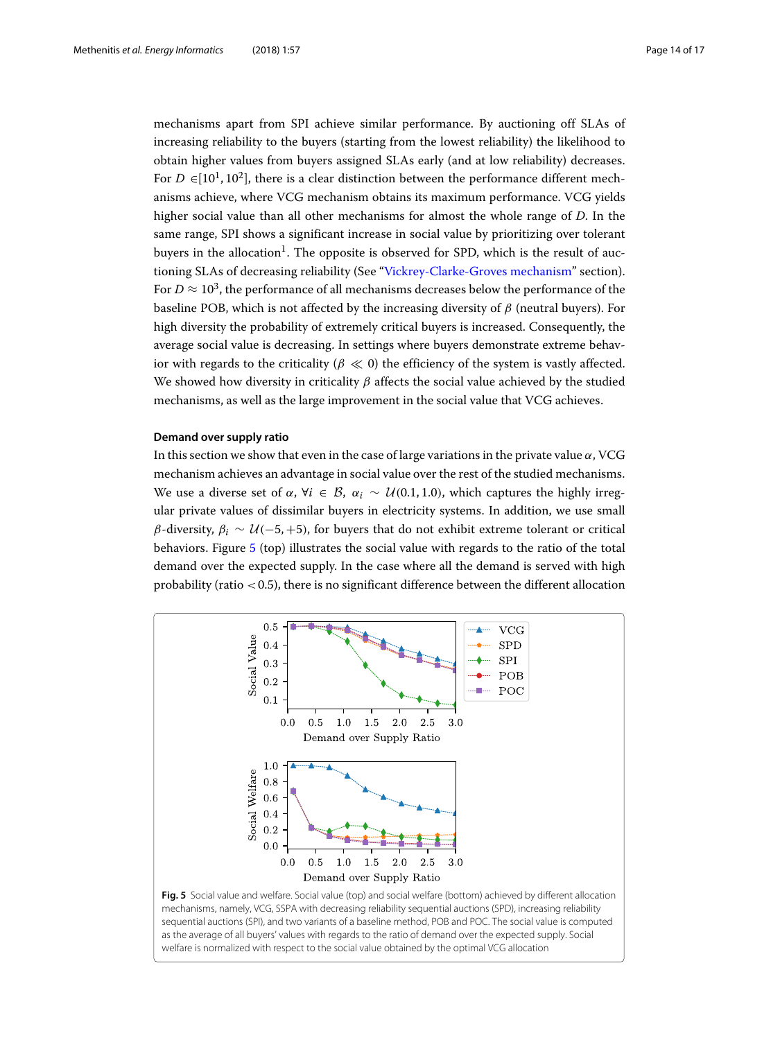mechanisms apart from SPI achieve similar performance. By auctioning off SLAs of increasing reliability to the buyers (starting from the lowest reliability) the likelihood to obtain higher values from buyers assigned SLAs early (and at low reliability) decreases. For $D \in [10^1, 10^2]$, there is a clear distinction between the performance different mechanisms achieve, where VCG mechanism obtains its maximum performance. VCG yields higher social value than all other mechanisms for almost the whole range of $D$. In the same range, SPI shows a significant increase in social value by prioritizing over tolerant buyers in the allocation[1]. The opposite is observed for SPD, which is the result of auctioning SLAs of decreasing reliability (See "Vickrey-Clarke-Groves mechanism" section). For $D \approx 10^3$, the performance of all mechanisms decreases below the performance of the baseline POB, which is not affected by the increasing diversity of $\beta$ (neutral buyers). For high diversity the probability of extremely critical buyers is increased. Consequently, the average social value is decreasing. In settings where buyers demonstrate extreme behavior with regards to the criticality ($\beta \ll 0$) the efficiency of the system is vastly affected. We showed how diversity in criticality $\beta$ affects the social value achieved by the studied mechanisms, as well as the large improvement in the social value that VCG achieves.

### Demand over supply ratio

In this section we show that even in the case of large variations in the private value $\alpha$, VCG mechanism achieves an advantage in social value over the rest of the studied mechanisms. We use a diverse set of $\alpha$, $\forall i \in \mathcal{B}$, $\alpha_i \sim \mathcal{U}(0.1, 1.0)$, which captures the highly irregular private values of dissimilar buyers in electricity systems. In addition, we use small $\beta$-diversity, $\beta_i \sim \mathcal{U}(-5, +5)$, for buyers that do not exhibit extreme tolerant or critical behaviors. Figure 5 (top) illustrates the social value with regards to the ratio of the total demand over the expected supply. In the case where all the demand is served with high probability (ratio $< 0.5$), there is no significant difference between the different allocation

**Fig. 5** Social value and welfare. Social value (top) and social welfare (bottom) achieved by different allocation mechanisms, namely, VCG, SSPA with decreasing reliability sequential auctions (SPD), increasing reliability sequential auctions (SPI), and two variants of a baseline method, POB and POC. The social value is computed as the average of all buyers' values with regards to the ratio of demand over the expected supply. Social welfare is normalized with respect to the social value obtained by the optimal VCG allocation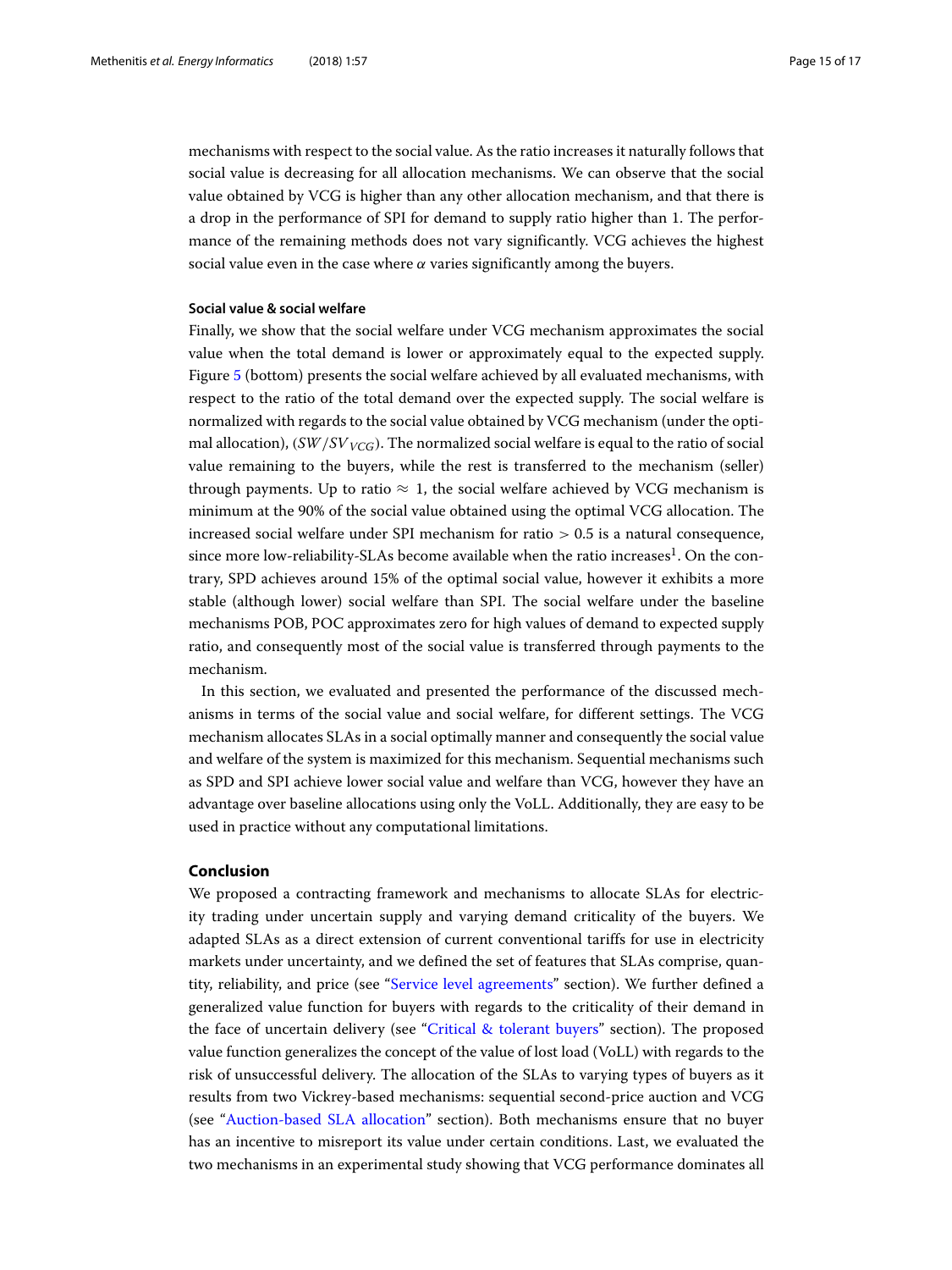mechanisms with respect to the social value. As the ratio increases it naturally follows that social value is decreasing for all allocation mechanisms. We can observe that the social value obtained by VCG is higher than any other allocation mechanism, and that there is a drop in the performance of SPI for demand to supply ratio higher than 1. The performance of the remaining methods does not vary significantly. VCG achieves the highest social value even in the case where $\alpha$ varies significantly among the buyers.

#### Social value & social welfare

Finally, we show that the social welfare under VCG mechanism approximates the social value when the total demand is lower or approximately equal to the expected supply. Figure 5 (bottom) presents the social welfare achieved by all evaluated mechanisms, with respect to the ratio of the total demand over the expected supply. The social welfare is normalized with regards to the social value obtained by VCG mechanism (under the optimal allocation), $(SW/SV_{VCG})$. The normalized social welfare is equal to the ratio of social value remaining to the buyers, while the rest is transferred to the mechanism (seller) through payments. Up to ratio $\approx 1$, the social welfare achieved by VCG mechanism is minimum at the 90% of the social value obtained using the optimal VCG allocation. The increased social welfare under SPI mechanism for ratio $> 0.5$ is a natural consequence, since more low-reliability-SLAs become available when the ratio increases[1]. On the contrary, SPD achieves around 15% of the optimal social value, however it exhibits a more stable (although lower) social welfare than SPI. The social welfare under the baseline mechanisms POB, POC approximates zero for high values of demand to expected supply ratio, and consequently most of the social value is transferred through payments to the mechanism.

In this section, we evaluated and presented the performance of the discussed mechanisms in terms of the social value and social welfare, for different settings. The VCG mechanism allocates SLAs in a social optimally manner and consequently the social value and welfare of the system is maximized for this mechanism. Sequential mechanisms such as SPD and SPI achieve lower social value and welfare than VCG, however they have an advantage over baseline allocations using only the VoLL. Additionally, they are easy to be used in practice without any computational limitations.

## Conclusion

We proposed a contracting framework and mechanisms to allocate SLAs for electricity trading under uncertain supply and varying demand criticality of the buyers. We adapted SLAs as a direct extension of current conventional tariffs for use in electricity markets under uncertainty, and we defined the set of features that SLAs comprise, quantity, reliability, and price (see "Service level agreements" section). We further defined a generalized value function for buyers with regards to the criticality of their demand in the face of uncertain delivery (see "Critical & tolerant buyers" section). The proposed value function generalizes the concept of the value of lost load (VoLL) with regards to the risk of unsuccessful delivery. The allocation of the SLAs to varying types of buyers as it results from two Vickrey-based mechanisms: sequential second-price auction and VCG (see "Auction-based SLA allocation" section). Both mechanisms ensure that no buyer has an incentive to misreport its value under certain conditions. Last, we evaluated the two mechanisms in an experimental study showing that VCG performance dominates all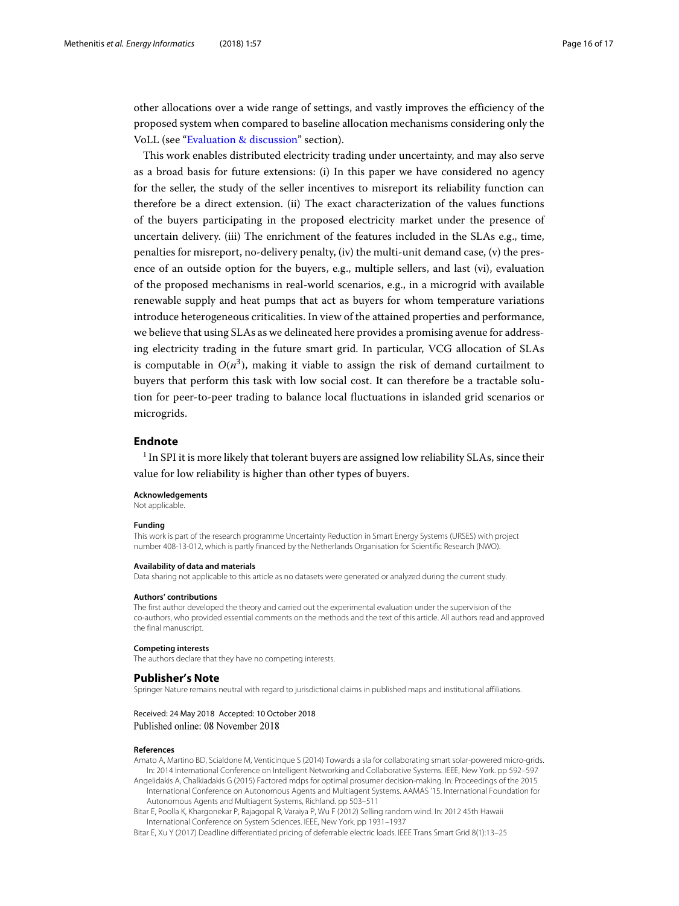other allocations over a wide range of settings, and vastly improves the efficiency of the proposed system when compared to baseline allocation mechanisms considering only the VoLL (see "Evaluation & discussion" section).

This work enables distributed electricity trading under uncertainty, and may also serve as a broad basis for future extensions: (i) In this paper we have considered no agency for the seller, the study of the seller incentives to misreport its reliability function can therefore be a direct extension. (ii) The exact characterization of the values functions of the buyers participating in the proposed electricity market under the presence of uncertain delivery. (iii) The enrichment of the features included in the SLAs e.g., time, penalties for misreport, no-delivery penalty, (iv) the multi-unit demand case, (v) the presence of an outside option for the buyers, e.g., multiple sellers, and last (vi), evaluation of the proposed mechanisms in real-world scenarios, e.g., in a microgrid with available renewable supply and heat pumps that act as buyers for whom temperature variations introduce heterogeneous criticalities. In view of the attained properties and performance, we believe that using SLAs as we delineated here provides a promising avenue for addressing electricity trading in the future smart grid. In particular, VCG allocation of SLAs is computable in $O(n^3)$, making it viable to assign the risk of demand curtailment to buyers that perform this task with low social cost. It can therefore be a tractable solution for peer-to-peer trading to balance local fluctuations in islanded grid scenarios or microgrids.

## Endnote

[1] In SPI it is more likely that tolerant buyers are assigned low reliability SLAs, since their value for low reliability is higher than other types of buyers.

#### Acknowledgements

Not applicable.

#### Funding

This work is part of the research programme Uncertainty Reduction in Smart Energy Systems (URSES) with project number 408-13-012, which is partly financed by the Netherlands Organisation for Scientific Research (NWO).

#### Availability of data and materials

Data sharing not applicable to this article as no datasets were generated or analyzed during the current study.

#### Authors' contributions

The first author developed the theory and carried out the experimental evaluation under the supervision of the co-authors, who provided essential comments on the methods and the text of this article. All authors read and approved the final manuscript.

#### Competing interests

The authors declare that they have no competing interests.

## Publisher's Note

Springer Nature remains neutral with regard to jurisdictional claims in published maps and institutional affiliations.

Received: 24 May 2018 Accepted: 10 October 2018
Published online: 08 November 2018

#### References

Amato A, Martino BD, Scialdone M, Venticinque S (2014) Towards a sla for collaborating smart solar-powered micro-grids. In: 2014 International Conference on Intelligent Networking and Collaborative Systems. IEEE, New York. pp 592–597

Angelidakis A, Chalkiadakis G (2015) Factored mdps for optimal prosumer decision-making. In: Proceedings of the 2015 International Conference on Autonomous Agents and Multiagent Systems. AAMAS '15. International Foundation for Autonomous Agents and Multiagent Systems, Richland. pp 503–511

Bitar E, Poolla K, Khargonekar P, Rajagopal R, Varaiya P, Wu F (2012) Selling random wind. In: 2012 45th Hawaii International Conference on System Sciences. IEEE, New York. pp 1931–1937

Bitar E, Xu Y (2017) Deadline differentiated pricing of deferrable electric loads. IEEE Trans Smart Grid 8(1):13–25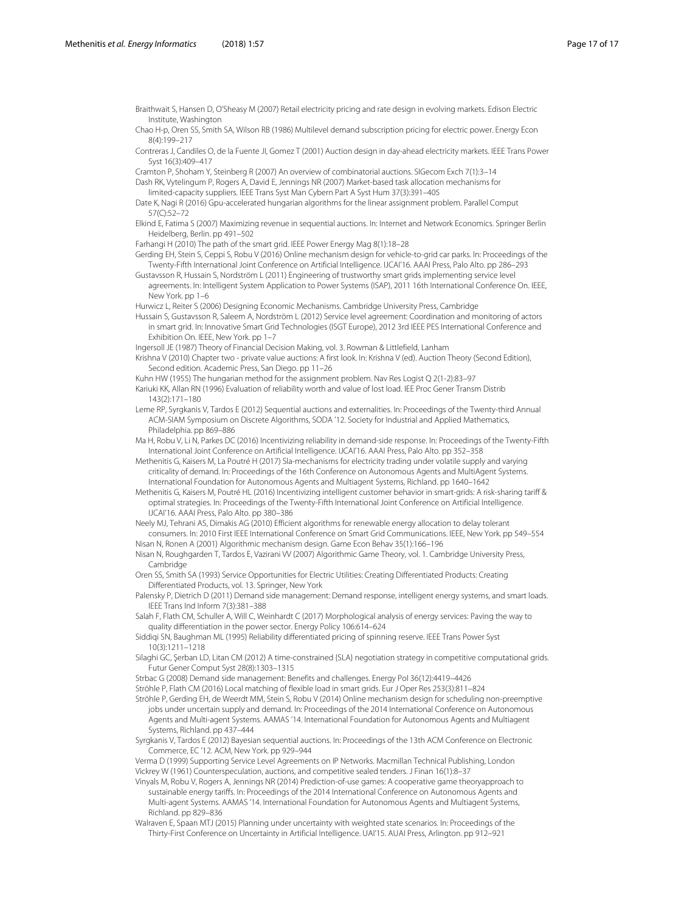Braithwait S, Hansen D, O'Sheasy M (2007) Retail electricity pricing and rate design in evolving markets. Edison Electric Institute, Washington

Chao H-p, Oren SS, Smith SA, Wilson RB (1986) Multilevel demand subscription pricing for electric power. Energy Econ 8(4):199–217

Contreras J, Candiles O, de la Fuente JI, Gomez T (2001) Auction design in day-ahead electricity markets. IEEE Trans Power Syst 16(3):409–417

Cramton P, Shoham Y, Steinberg R (2007) An overview of combinatorial auctions. SIGecom Exch 7(1):3–14

Dash RK, Vytelingum P, Rogers A, David E, Jennings NR (2007) Market-based task allocation mechanisms for limited-capacity suppliers. IEEE Trans Syst Man Cybern Part A Syst Hum 37(3):391–405

Date K, Nagi R (2016) Gpu-accelerated hungarian algorithms for the linear assignment problem. Parallel Comput 57(C):52–72

Elkind E, Fatima S (2007) Maximizing revenue in sequential auctions. In: Internet and Network Economics. Springer Berlin Heidelberg, Berlin. pp 491–502

Farhangi H (2010) The path of the smart grid. IEEE Power Energy Mag 8(1):18–28

Gerding EH, Stein S, Ceppi S, Robu V (2016) Online mechanism design for vehicle-to-grid car parks. In: Proceedings of the Twenty-Fifth International Joint Conference on Artificial Intelligence. IJCAI'16. AAAI Press, Palo Alto. pp 286–293

Gustavsson R, Hussain S, Nordström L (2011) Engineering of trustworthy smart grids implementing service level agreements. In: Intelligent System Application to Power Systems (ISAP), 2011 16th International Conference On. IEEE, New York. pp 1–6

Hurwicz L, Reiter S (2006) Designing Economic Mechanisms. Cambridge University Press, Cambridge

Hussain S, Gustavsson R, Saleem A, Nordström L (2012) Service level agreement: Coordination and monitoring of actors in smart grid. In: Innovative Smart Grid Technologies (ISGT Europe), 2012 3rd IEEE PES International Conference and Exhibition On. IEEE, New York. pp 1–7

Ingersoll JE (1987) Theory of Financial Decision Making, vol. 3. Rowman & Littlefield, Lanham

Krishna V (2010) Chapter two - private value auctions: A first look. In: Krishna V (ed). Auction Theory (Second Edition), Second edition. Academic Press, San Diego. pp 11–26

Kuhn HW (1955) The hungarian method for the assignment problem. Nav Res Logist Q 2(1-2):83–97

Kariuki KK, Allan RN (1996) Evaluation of reliability worth and value of lost load. IEE Proc Gener Transm Distrib 143(2):171–180

Leme RP, Syrgkanis V, Tardos E (2012) Sequential auctions and externalities. In: Proceedings of the Twenty-third Annual ACM-SIAM Symposium on Discrete Algorithms, SODA '12. Society for Industrial and Applied Mathematics, Philadelphia. pp 869–886

Ma H, Robu V, Li N, Parkes DC (2016) Incentivizing reliability in demand-side response. In: Proceedings of the Twenty-Fifth International Joint Conference on Artificial Intelligence. IJCAI'16. AAAI Press, Palo Alto. pp 352–358

Methenitis G, Kaisers M, La Poutré H (2017) Sla-mechanisms for electricity trading under volatile supply and varying criticality of demand. In: Proceedings of the 16th Conference on Autonomous Agents and MultiAgent Systems. International Foundation for Autonomous Agents and Multiagent Systems, Richland. pp 1640–1642

Methenitis G, Kaisers M, Poutré HL (2016) Incentivizing intelligent customer behavior in smart-grids: A risk-sharing tariff & optimal strategies. In: Proceedings of the Twenty-Fifth International Joint Conference on Artificial Intelligence. IJCAI'16. AAAI Press, Palo Alto. pp 380–386

Neely MJ, Tehrani AS, Dimakis AG (2010) Efficient algorithms for renewable energy allocation to delay tolerant consumers. In: 2010 First IEEE International Conference on Smart Grid Communications. IEEE, New York. pp 549–554

Nisan N, Ronen A (2001) Algorithmic mechanism design. Game Econ Behav 35(1):166–196

Nisan N, Roughgarden T, Tardos E, Vazirani VV (2007) Algorithmic Game Theory, vol. 1. Cambridge University Press, Cambridge

Oren SS, Smith SA (1993) Service Opportunities for Electric Utilities: Creating Differentiated Products: Creating Differentiated Products, vol. 13. Springer, New York

Palensky P, Dietrich D (2011) Demand side management: Demand response, intelligent energy systems, and smart loads. IEEE Trans Ind Inform 7(3):381–388

Salah F, Flath CM, Schuller A, Will C, Weinhardt C (2017) Morphological analysis of energy services: Paving the way to quality differentiation in the power sector. Energy Policy 106:614–624

Siddiqi SN, Baughman ML (1995) Reliability differentiated pricing of spinning reserve. IEEE Trans Power Syst 10(3):1211–1218

Silaghi GC, Şerban LD, Litan CM (2012) A time-constrained {SLA} negotiation strategy in competitive computational grids. Futur Gener Comput Syst 28(8):1303–1315

Strbac G (2008) Demand side management: Benefits and challenges. Energy Pol 36(12):4419–4426

Ströhle P, Flath CM (2016) Local matching of flexible load in smart grids. Eur J Oper Res 253(3):811–824

Ströhle P, Gerding EH, de Weerdt MM, Stein S, Robu V (2014) Online mechanism design for scheduling non-preemptive jobs under uncertain supply and demand. In: Proceedings of the 2014 International Conference on Autonomous Agents and Multi-agent Systems. AAMAS '14. International Foundation for Autonomous Agents and Multiagent Systems, Richland. pp 437–444

Syrgkanis V, Tardos E (2012) Bayesian sequential auctions. In: Proceedings of the 13th ACM Conference on Electronic Commerce, EC '12. ACM, New York. pp 929–944

Verma D (1999) Supporting Service Level Agreements on IP Networks. Macmillan Technical Publishing, London

Vickrey W (1961) Counterspeculation, auctions, and competitive sealed tenders. J Finan 16(1):8–37

Vinyals M, Robu V, Rogers A, Jennings NR (2014) Prediction-of-use games: A cooperative game theoryapproach to sustainable energy tariffs. In: Proceedings of the 2014 International Conference on Autonomous Agents and Multi-agent Systems. AAMAS '14. International Foundation for Autonomous Agents and Multiagent Systems, Richland. pp 829–836

Walraven E, Spaan MTJ (2015) Planning under uncertainty with weighted state scenarios. In: Proceedings of the Thirty-First Conference on Uncertainty in Artificial Intelligence. UAI'15. AUAI Press, Arlington. pp 912–921